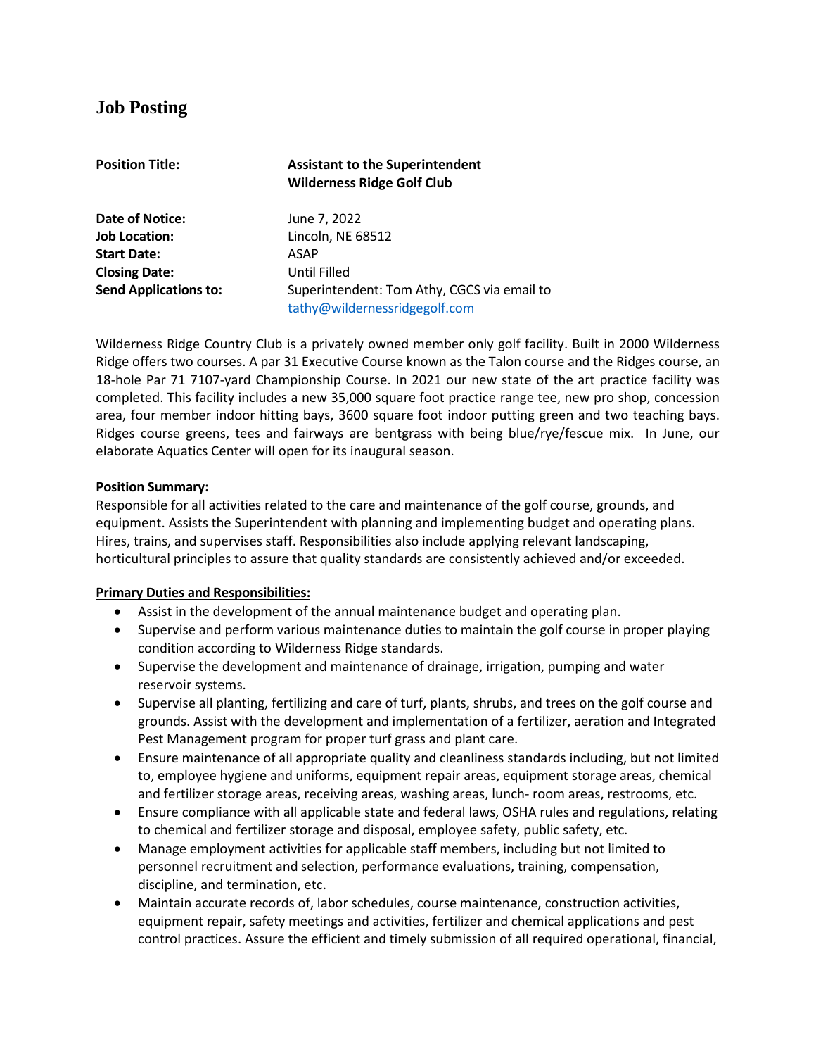# Job Posting

| | |
|---|---|
| **Position Title:** | **Assistant to the Superintendent**<br>**Wilderness Ridge Golf Club** |
| **Date of Notice:** | June 7, 2022 |
| **Job Location:** | Lincoln, NE 68512 |
| **Start Date:** | ASAP |
| **Closing Date:** | Until Filled |
| **Send Applications to:** | Superintendent: Tom Athy, CGCS via email to [tathy@wildernessridgegolf.com](mailto:tathy@wildernessridgegolf.com) |

Wilderness Ridge Country Club is a privately owned member only golf facility. Built in 2000 Wilderness Ridge offers two courses. A par 31 Executive Course known as the Talon course and the Ridges course, an 18-hole Par 71 7107-yard Championship Course. In 2021 our new state of the art practice facility was completed. This facility includes a new 35,000 square foot practice range tee, new pro shop, concession area, four member indoor hitting bays, 3600 square foot indoor putting green and two teaching bays. Ridges course greens, tees and fairways are bentgrass with being blue/rye/fescue mix. In June, our elaborate Aquatics Center will open for its inaugural season.

**Position Summary:**

Responsible for all activities related to the care and maintenance of the golf course, grounds, and equipment. Assists the Superintendent with planning and implementing budget and operating plans. Hires, trains, and supervises staff. Responsibilities also include applying relevant landscaping, horticultural principles to assure that quality standards are consistently achieved and/or exceeded.

**Primary Duties and Responsibilities:**

- Assist in the development of the annual maintenance budget and operating plan.
- Supervise and perform various maintenance duties to maintain the golf course in proper playing condition according to Wilderness Ridge standards.
- Supervise the development and maintenance of drainage, irrigation, pumping and water reservoir systems.
- Supervise all planting, fertilizing and care of turf, plants, shrubs, and trees on the golf course and grounds. Assist with the development and implementation of a fertilizer, aeration and Integrated Pest Management program for proper turf grass and plant care.
- Ensure maintenance of all appropriate quality and cleanliness standards including, but not limited to, employee hygiene and uniforms, equipment repair areas, equipment storage areas, chemical and fertilizer storage areas, receiving areas, washing areas, lunch- room areas, restrooms, etc.
- Ensure compliance with all applicable state and federal laws, OSHA rules and regulations, relating to chemical and fertilizer storage and disposal, employee safety, public safety, etc.
- Manage employment activities for applicable staff members, including but not limited to personnel recruitment and selection, performance evaluations, training, compensation, discipline, and termination, etc.
- Maintain accurate records of, labor schedules, course maintenance, construction activities, equipment repair, safety meetings and activities, fertilizer and chemical applications and pest control practices. Assure the efficient and timely submission of all required operational, financial,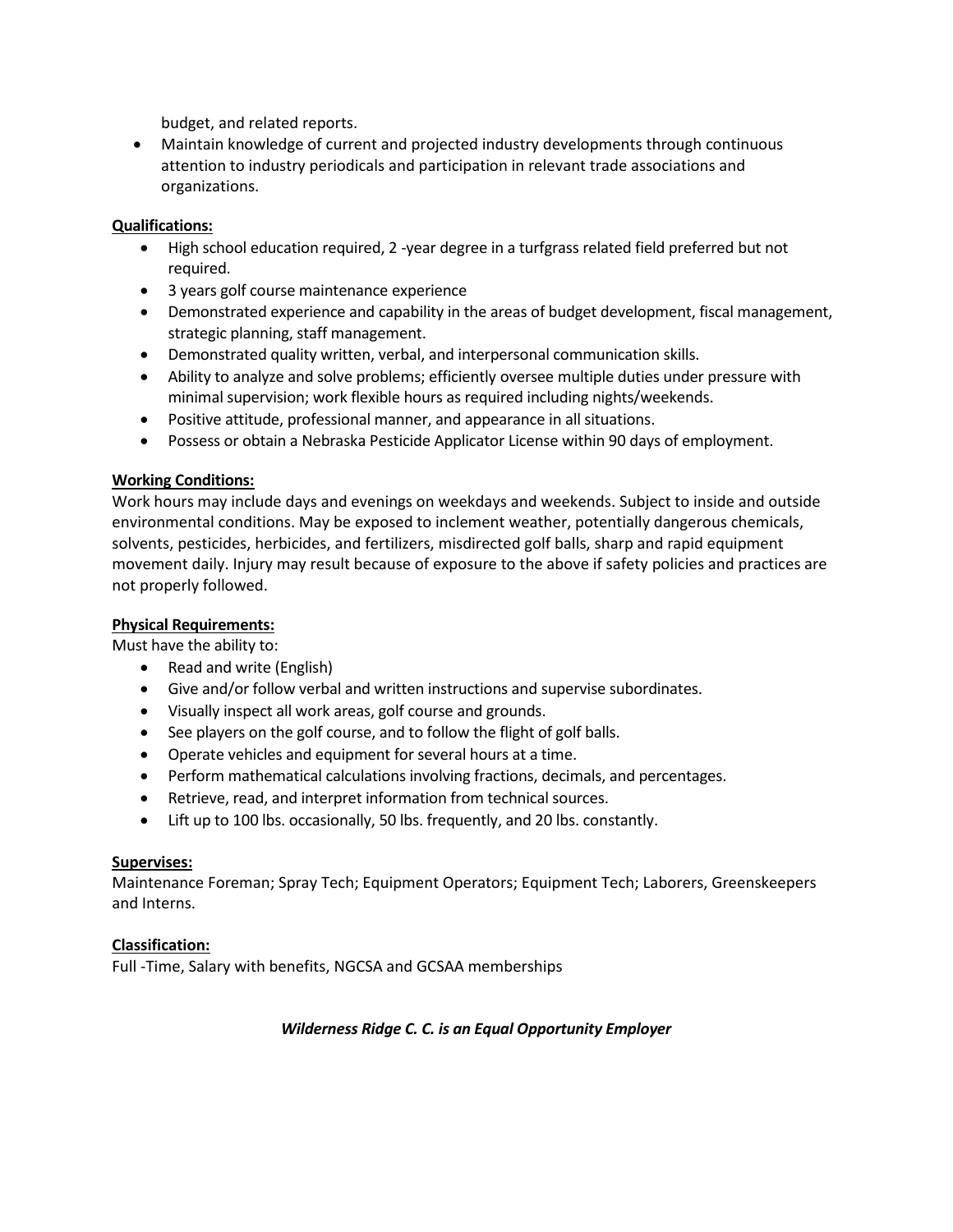budget, and related reports.
- Maintain knowledge of current and projected industry developments through continuous attention to industry periodicals and participation in relevant trade associations and organizations.

**Qualifications:**

- High school education required, 2 -year degree in a turfgrass related field preferred but not required.
- 3 years golf course maintenance experience
- Demonstrated experience and capability in the areas of budget development, fiscal management, strategic planning, staff management.
- Demonstrated quality written, verbal, and interpersonal communication skills.
- Ability to analyze and solve problems; efficiently oversee multiple duties under pressure with minimal supervision; work flexible hours as required including nights/weekends.
- Positive attitude, professional manner, and appearance in all situations.
- Possess or obtain a Nebraska Pesticide Applicator License within 90 days of employment.

**Working Conditions:**

Work hours may include days and evenings on weekdays and weekends. Subject to inside and outside environmental conditions. May be exposed to inclement weather, potentially dangerous chemicals, solvents, pesticides, herbicides, and fertilizers, misdirected golf balls, sharp and rapid equipment movement daily. Injury may result because of exposure to the above if safety policies and practices are not properly followed.

**Physical Requirements:**

Must have the ability to:

- Read and write (English)
- Give and/or follow verbal and written instructions and supervise subordinates.
- Visually inspect all work areas, golf course and grounds.
- See players on the golf course, and to follow the flight of golf balls.
- Operate vehicles and equipment for several hours at a time.
- Perform mathematical calculations involving fractions, decimals, and percentages.
- Retrieve, read, and interpret information from technical sources.
- Lift up to 100 lbs. occasionally, 50 lbs. frequently, and 20 lbs. constantly.

**Supervises:**

Maintenance Foreman; Spray Tech; Equipment Operators; Equipment Tech; Laborers, Greenskeepers and Interns.

**Classification:**

Full -Time, Salary with benefits, NGCSA and GCSAA memberships

***Wilderness Ridge C. C. is an Equal Opportunity Employer***